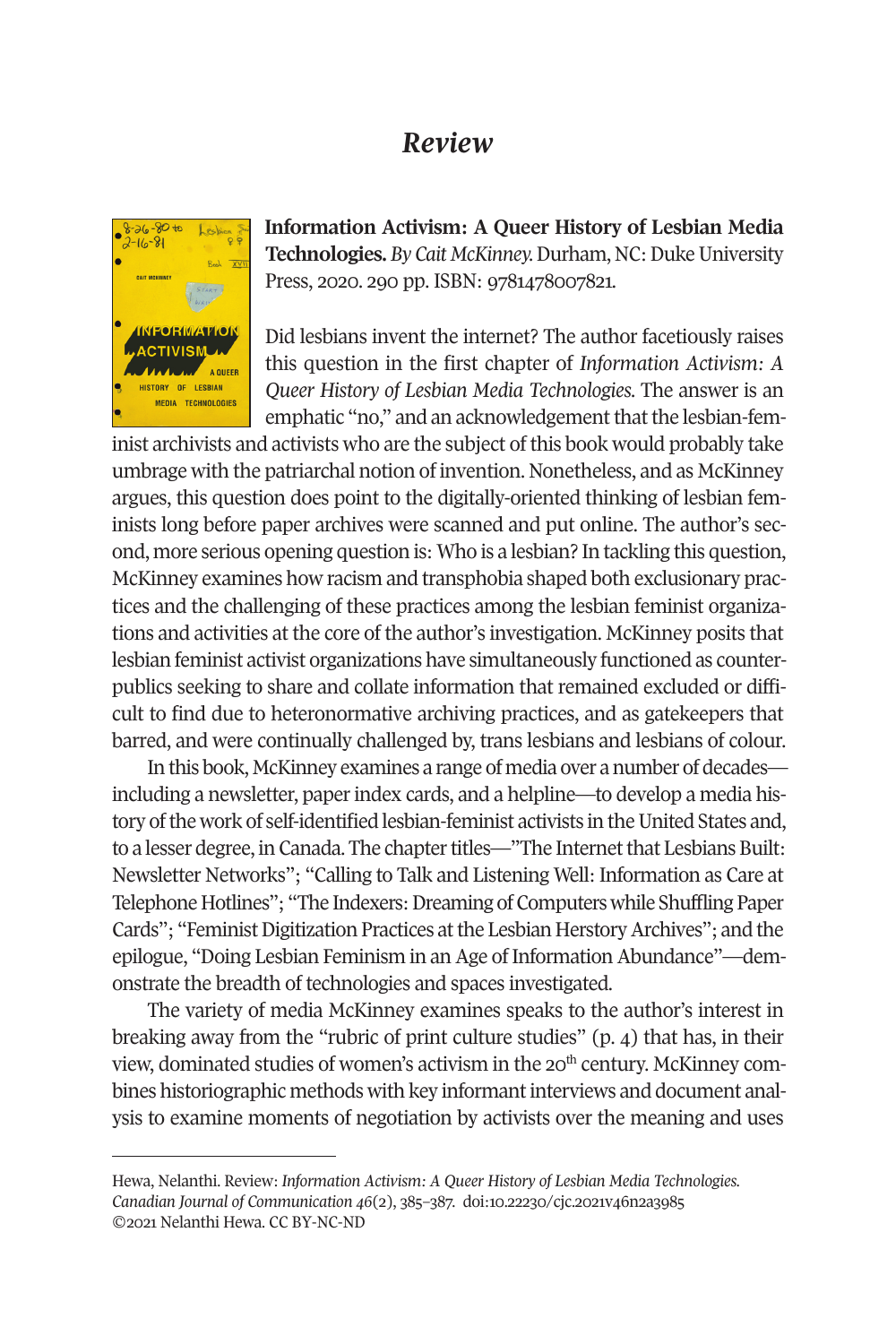# *Review*

**Information Activism: A Queer History of Lesbian Media Technologies.** *By Cait McKinney.* Durham, NC: Duke University Press, 2020. 290 pp. ISBN: 9781478007821.

Did lesbians invent the internet? The author facetiously raises this question in the first chapter of *Information Activism: A Queer History of Lesbian Media Technologies.* The answer is an emphatic "no," and an acknowledgement that the lesbian-feminist archivists and activists who are the subject of this book would probably take umbrage with the patriarchal notion of invention. Nonetheless, and as McKinney argues, this question does point to the digitally-oriented thinking of lesbian feminists long before paper archives were scanned and put online. The author's second, more serious opening question is: Who is a lesbian? In tackling this question, McKinney examines how racism and transphobia shaped both exclusionary practices and the challenging of these practices among the lesbian feminist organizations and activities at the core of the author's investigation. McKinney posits that lesbian feminist activist organizations have simultaneously functioned as counterpublics seeking to share and collate information that remained excluded or difficult to find due to heteronormative archiving practices, and as gatekeepers that barred, and were continually challenged by, trans lesbians and lesbians of colour.

In this book, McKinney examines a range of media over a number of decades—including a newsletter, paper index cards, and a helpline—to develop a media history of the work of self-identified lesbian-feminist activists in the United States and, to a lesser degree, in Canada. The chapter titles—"The Internet that Lesbians Built: Newsletter Networks"; "Calling to Talk and Listening Well: Information as Care at Telephone Hotlines"; "The Indexers: Dreaming of Computers while Shuffling Paper Cards"; "Feminist Digitization Practices at the Lesbian Herstory Archives"; and the epilogue, "Doing Lesbian Feminism in an Age of Information Abundance"—demonstrate the breadth of technologies and spaces investigated.

The variety of media McKinney examines speaks to the author's interest in breaking away from the "rubric of print culture studies" (p. 4) that has, in their view, dominated studies of women's activism in the 20th century. McKinney combines historiographic methods with key informant interviews and document analysis to examine moments of negotiation by activists over the meaning and uses

---

Hewa, Nelanthi. Review: *Information Activism: A Queer History of Lesbian Media Technologies. Canadian Journal of Communication 46*(2), 385–387. doi:10.22230/cjc.2021v46n2a3985
©2021 Nelanthi Hewa. CC BY-NC-ND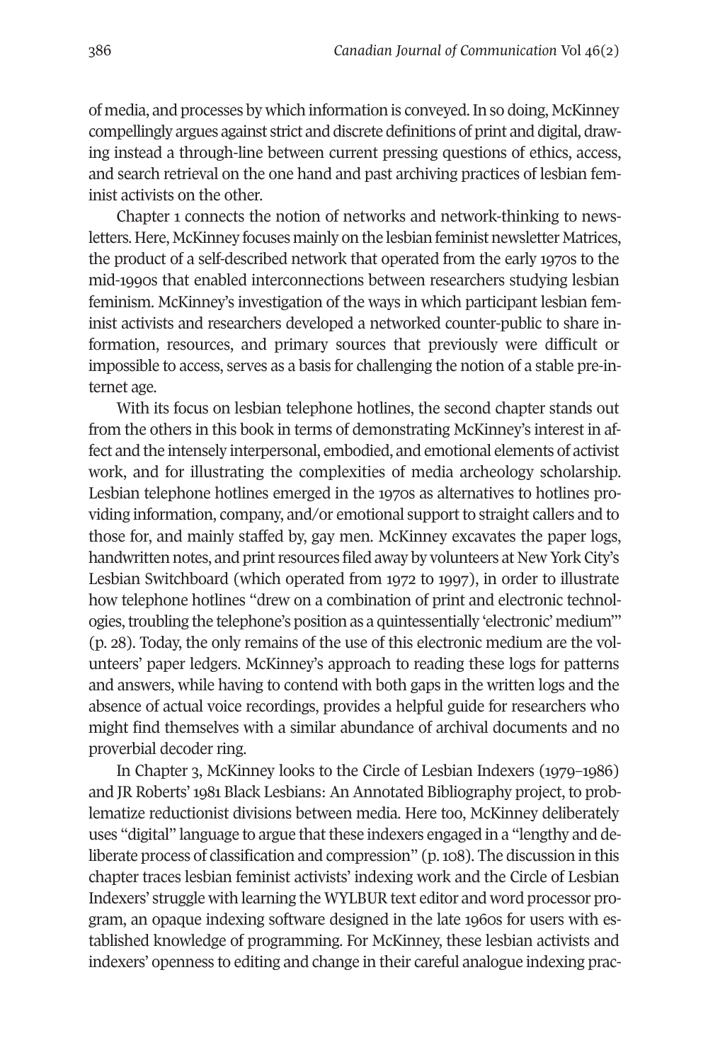of media, and processes by which information is conveyed. In so doing, McKinney compellingly argues against strict and discrete definitions of print and digital, drawing instead a through-line between current pressing questions of ethics, access, and search retrieval on the one hand and past archiving practices of lesbian feminist activists on the other.

Chapter 1 connects the notion of networks and network-thinking to newsletters. Here, McKinney focuses mainly on the lesbian feminist newsletter Matrices, the product of a self-described network that operated from the early 1970s to the mid-1990s that enabled interconnections between researchers studying lesbian feminism. McKinney's investigation of the ways in which participant lesbian feminist activists and researchers developed a networked counter-public to share information, resources, and primary sources that previously were difficult or impossible to access, serves as a basis for challenging the notion of a stable pre-internet age.

With its focus on lesbian telephone hotlines, the second chapter stands out from the others in this book in terms of demonstrating McKinney's interest in affect and the intensely interpersonal, embodied, and emotional elements of activist work, and for illustrating the complexities of media archeology scholarship. Lesbian telephone hotlines emerged in the 1970s as alternatives to hotlines providing information, company, and/or emotional support to straight callers and to those for, and mainly staffed by, gay men. McKinney excavates the paper logs, handwritten notes, and print resources filed away by volunteers at New York City's Lesbian Switchboard (which operated from 1972 to 1997), in order to illustrate how telephone hotlines "drew on a combination of print and electronic technologies, troubling the telephone's position as a quintessentially 'electronic' medium'" (p. 28). Today, the only remains of the use of this electronic medium are the volunteers' paper ledgers. McKinney's approach to reading these logs for patterns and answers, while having to contend with both gaps in the written logs and the absence of actual voice recordings, provides a helpful guide for researchers who might find themselves with a similar abundance of archival documents and no proverbial decoder ring.

In Chapter 3, McKinney looks to the Circle of Lesbian Indexers (1979–1986) and JR Roberts' 1981 Black Lesbians: An Annotated Bibliography project, to problematize reductionist divisions between media. Here too, McKinney deliberately uses "digital" language to argue that these indexers engaged in a "lengthy and deliberate process of classification and compression" (p. 108). The discussion in this chapter traces lesbian feminist activists' indexing work and the Circle of Lesbian Indexers' struggle with learning the WYLBUR text editor and word processor program, an opaque indexing software designed in the late 1960s for users with established knowledge of programming. For McKinney, these lesbian activists and indexers' openness to editing and change in their careful analogue indexing prac-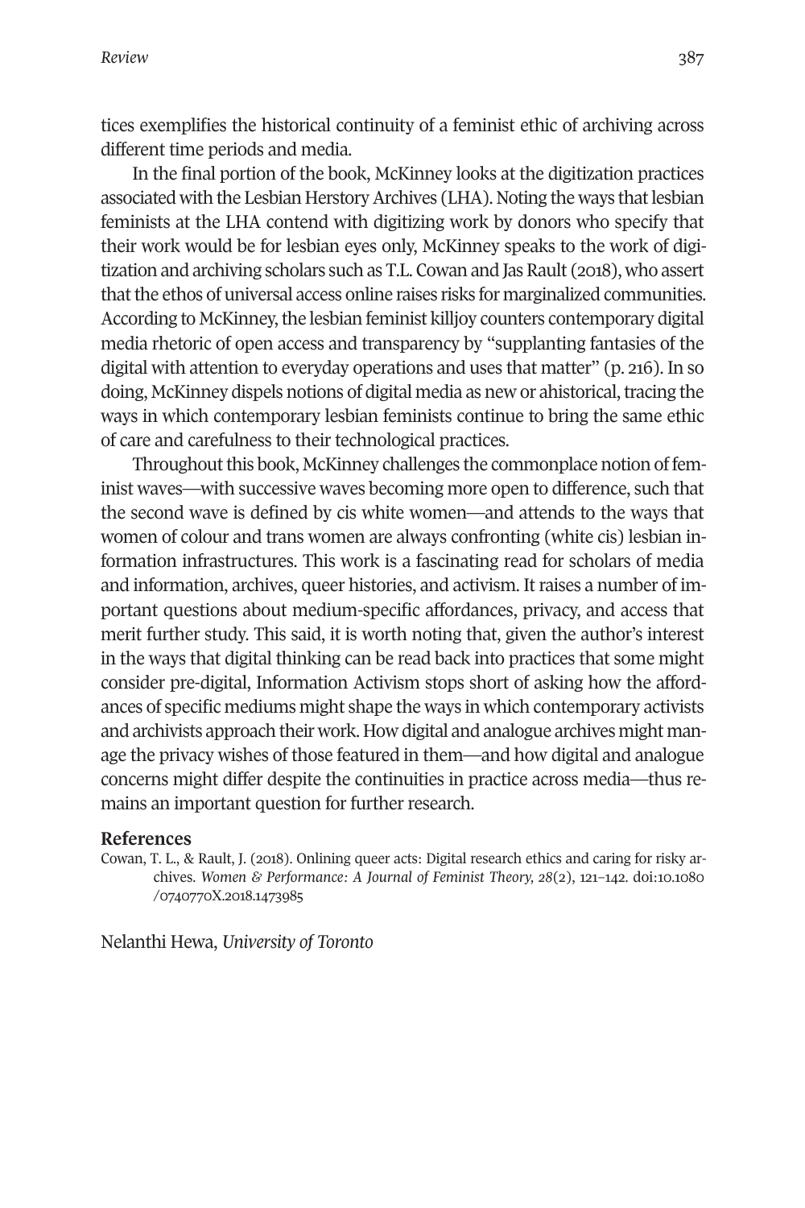tices exemplifies the historical continuity of a feminist ethic of archiving across different time periods and media.

In the final portion of the book, McKinney looks at the digitization practices associated with the Lesbian Herstory Archives (LHA). Noting the ways that lesbian feminists at the LHA contend with digitizing work by donors who specify that their work would be for lesbian eyes only, McKinney speaks to the work of digitization and archiving scholars such as T.L. Cowan and Jas Rault (2018), who assert that the ethos of universal access online raises risks for marginalized communities. According to McKinney, the lesbian feminist killjoy counters contemporary digital media rhetoric of open access and transparency by "supplanting fantasies of the digital with attention to everyday operations and uses that matter" (p. 216). In so doing, McKinney dispels notions of digital media as new or ahistorical, tracing the ways in which contemporary lesbian feminists continue to bring the same ethic of care and carefulness to their technological practices.

Throughout this book, McKinney challenges the commonplace notion of feminist waves—with successive waves becoming more open to difference, such that the second wave is defined by cis white women—and attends to the ways that women of colour and trans women are always confronting (white cis) lesbian information infrastructures. This work is a fascinating read for scholars of media and information, archives, queer histories, and activism. It raises a number of important questions about medium-specific affordances, privacy, and access that merit further study. This said, it is worth noting that, given the author's interest in the ways that digital thinking can be read back into practices that some might consider pre-digital, Information Activism stops short of asking how the affordances of specific mediums might shape the ways in which contemporary activists and archivists approach their work. How digital and analogue archives might manage the privacy wishes of those featured in them—and how digital and analogue concerns might differ despite the continuities in practice across media—thus remains an important question for further research.

**References**

Cowan, T. L., & Rault, J. (2018). Onlining queer acts: Digital research ethics and caring for risky archives. *Women & Performance: A Journal of Feminist Theory, 28*(2), 121–142. doi:10.1080/0740770X.2018.1473985

Nelanthi Hewa, *University of Toronto*